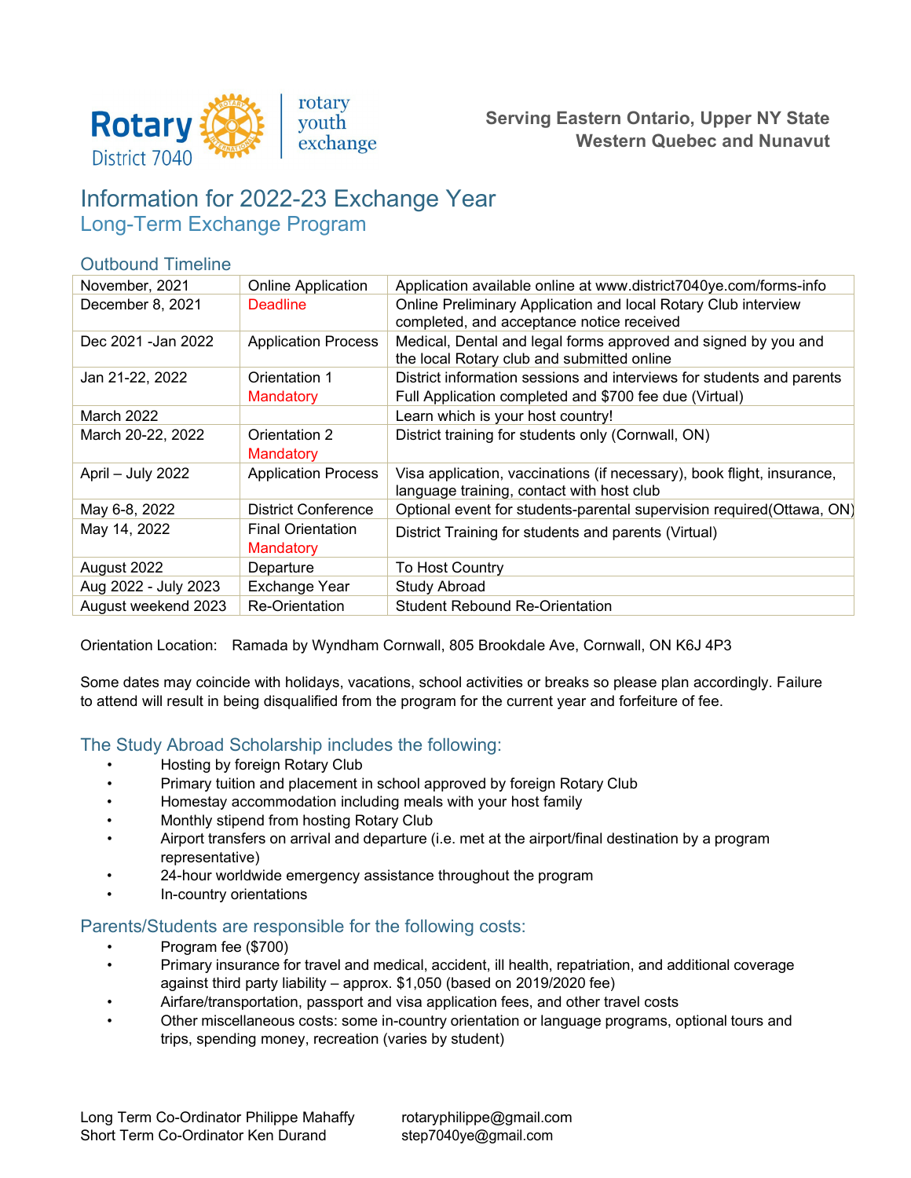Rotary District 7040 | rotary youth exchange

**Serving Eastern Ontario, Upper NY State**
**Western Quebec and Nunavut**

# Information for 2022-23 Exchange Year

## Long-Term Exchange Program

### Outbound Timeline

| | | |
|---|---|---|
| November, 2021 | Online Application | Application available online at www.district7040ye.com/forms-info |
| December 8, 2021 | Deadline | Online Preliminary Application and local Rotary Club interview completed, and acceptance notice received |
| Dec 2021 -Jan 2022 | Application Process | Medical, Dental and legal forms approved and signed by you and the local Rotary club and submitted online |
| Jan 21-22, 2022 | Orientation 1 Mandatory | District information sessions and interviews for students and parents Full Application completed and $700 fee due (Virtual) |
| March 2022 | | Learn which is your host country! |
| March 20-22, 2022 | Orientation 2 Mandatory | District training for students only (Cornwall, ON) |
| April – July 2022 | Application Process | Visa application, vaccinations (if necessary), book flight, insurance, language training, contact with host club |
| May 6-8, 2022 | District Conference | Optional event for students-parental supervision required(Ottawa, ON) |
| May 14, 2022 | Final Orientation Mandatory | District Training for students and parents (Virtual) |
| August 2022 | Departure | To Host Country |
| Aug 2022 - July 2023 | Exchange Year | Study Abroad |
| August weekend 2023 | Re-Orientation | Student Rebound Re-Orientation |

Orientation Location: Ramada by Wyndham Cornwall, 805 Brookdale Ave, Cornwall, ON K6J 4P3

Some dates may coincide with holidays, vacations, school activities or breaks so please plan accordingly. Failure to attend will result in being disqualified from the program for the current year and forfeiture of fee.

### The Study Abroad Scholarship includes the following:

- Hosting by foreign Rotary Club
- Primary tuition and placement in school approved by foreign Rotary Club
- Homestay accommodation including meals with your host family
- Monthly stipend from hosting Rotary Club
- Airport transfers on arrival and departure (i.e. met at the airport/final destination by a program representative)
- 24-hour worldwide emergency assistance throughout the program
- In-country orientations

### Parents/Students are responsible for the following costs:

- Program fee ($700)
- Primary insurance for travel and medical, accident, ill health, repatriation, and additional coverage against third party liability – approx. $1,050 (based on 2019/2020 fee)
- Airfare/transportation, passport and visa application fees, and other travel costs
- Other miscellaneous costs: some in-country orientation or language programs, optional tours and trips, spending money, recreation (varies by student)

Long Term Co-Ordinator Philippe Mahaffy rotaryphilippe@gmail.com
Short Term Co-Ordinator Ken Durand step7040ye@gmail.com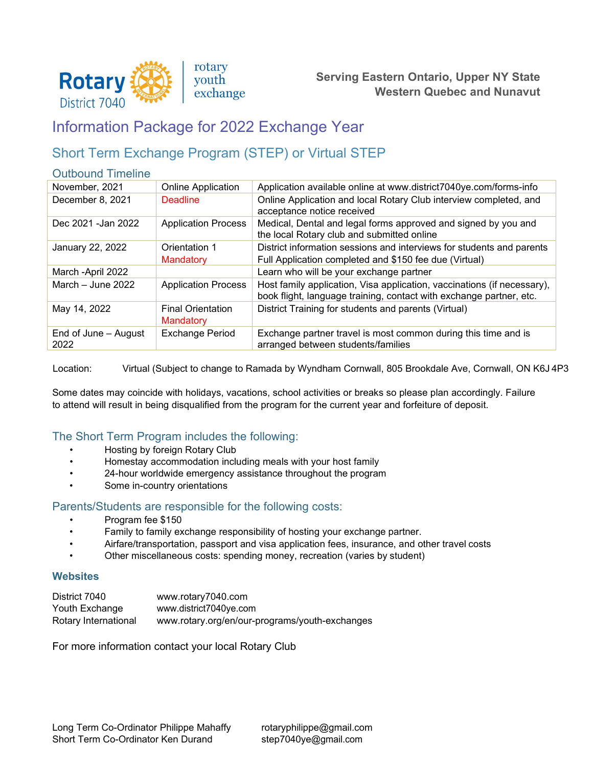Rotary District 7040 | rotary youth exchange

**Serving Eastern Ontario, Upper NY State Western Quebec and Nunavut**

# Information Package for 2022 Exchange Year

## Short Term Exchange Program (STEP) or Virtual STEP

### Outbound Timeline

| | | |
|---|---|---|
| November, 2021 | Online Application | Application available online at www.district7040ye.com/forms-info |
| December 8, 2021 | Deadline | Online Application and local Rotary Club interview completed, and acceptance notice received |
| Dec 2021 -Jan 2022 | Application Process | Medical, Dental and legal forms approved and signed by you and the local Rotary club and submitted online |
| January 22, 2022 | Orientation 1 Mandatory | District information sessions and interviews for students and parents Full Application completed and $150 fee due (Virtual) |
| March -April 2022 | | Learn who will be your exchange partner |
| March – June 2022 | Application Process | Host family application, Visa application, vaccinations (if necessary), book flight, language training, contact with exchange partner, etc. |
| May 14, 2022 | Final Orientation Mandatory | District Training for students and parents (Virtual) |
| End of June – August 2022 | Exchange Period | Exchange partner travel is most common during this time and is arranged between students/families |

Location: Virtual (Subject to change to Ramada by Wyndham Cornwall, 805 Brookdale Ave, Cornwall, ON K6J 4P3

Some dates may coincide with holidays, vacations, school activities or breaks so please plan accordingly. Failure to attend will result in being disqualified from the program for the current year and forfeiture of deposit.

### The Short Term Program includes the following:

- Hosting by foreign Rotary Club
- Homestay accommodation including meals with your host family
- 24-hour worldwide emergency assistance throughout the program
- Some in-country orientations

### Parents/Students are responsible for the following costs:

- Program fee $150
- Family to family exchange responsibility of hosting your exchange partner.
- Airfare/transportation, passport and visa application fees, insurance, and other travel costs
- Other miscellaneous costs: spending money, recreation (varies by student)

### Websites

| | |
|---|---|
| District 7040 | www.rotary7040.com |
| Youth Exchange | www.district7040ye.com |
| Rotary International | www.rotary.org/en/our-programs/youth-exchanges |

For more information contact your local Rotary Club

| | |
|---|---|
| Long Term Co-Ordinator Philippe Mahaffy | rotaryphilippe@gmail.com |
| Short Term Co-Ordinator Ken Durand | step7040ye@gmail.com |